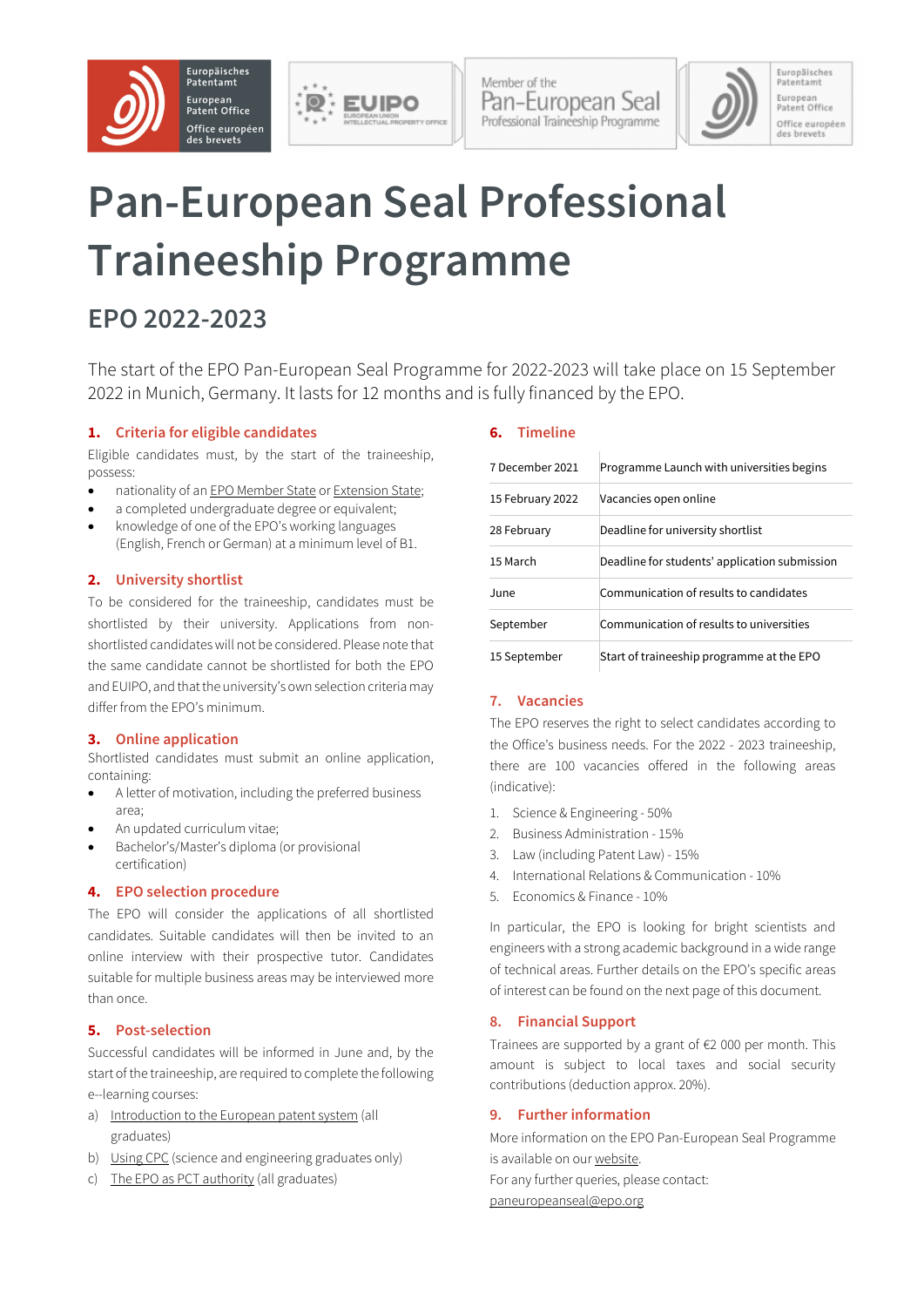# Pan-European Seal Professional Traineeship Programme

## EPO 2022-2023

The start of the EPO Pan-European Seal Programme for 2022-2023 will take place on 15 September 2022 in Munich, Germany. It lasts for 12 months and is fully financed by the EPO.

### 1. Criteria for eligible candidates

Eligible candidates must, by the start of the traineeship, possess:

- nationality of an EPO Member State or Extension State;
- a completed undergraduate degree or equivalent;
- knowledge of one of the EPO's working languages (English, French or German) at a minimum level of B1.

### 2. University shortlist

To be considered for the traineeship, candidates must be shortlisted by their university. Applications from non-shortlisted candidates will not be considered. Please note that the same candidate cannot be shortlisted for both the EPO and EUIPO, and that the university's own selection criteria may differ from the EPO's minimum.

### 3. Online application

Shortlisted candidates must submit an online application, containing:

- A letter of motivation, including the preferred business area;
- An updated curriculum vitae;
- Bachelor's/Master's diploma (or provisional certification)

### 4. EPO selection procedure

The EPO will consider the applications of all shortlisted candidates. Suitable candidates will then be invited to an online interview with their prospective tutor. Candidates suitable for multiple business areas may be interviewed more than once.

### 5. Post-selection

Successful candidates will be informed in June and, by the start of the traineeship, are required to complete the following e--learning courses:

a) Introduction to the European patent system (all graduates)

b) Using CPC (science and engineering graduates only)

c) The EPO as PCT authority (all graduates)

### 6. Timeline

| | |
|---|---|
| 7 December 2021 | Programme Launch with universities begins |
| 15 February 2022 | Vacancies open online |
| 28 February | Deadline for university shortlist |
| 15 March | Deadline for students' application submission |
| June | Communication of results to candidates |
| September | Communication of results to universities |
| 15 September | Start of traineeship programme at the EPO |

### 7. Vacancies

The EPO reserves the right to select candidates according to the Office's business needs. For the 2022 - 2023 traineeship, there are 100 vacancies offered in the following areas (indicative):

1. Science & Engineering - 50%
2. Business Administration - 15%
3. Law (including Patent Law) - 15%
4. International Relations & Communication - 10%
5. Economics & Finance - 10%

In particular, the EPO is looking for bright scientists and engineers with a strong academic background in a wide range of technical areas. Further details on the EPO's specific areas of interest can be found on the next page of this document.

### 8. Financial Support

Trainees are supported by a grant of €2 000 per month. This amount is subject to local taxes and social security contributions (deduction approx. 20%).

### 9. Further information

More information on the EPO Pan-European Seal Programme is available on our website.

For any further queries, please contact:

paneuropeanseal@epo.org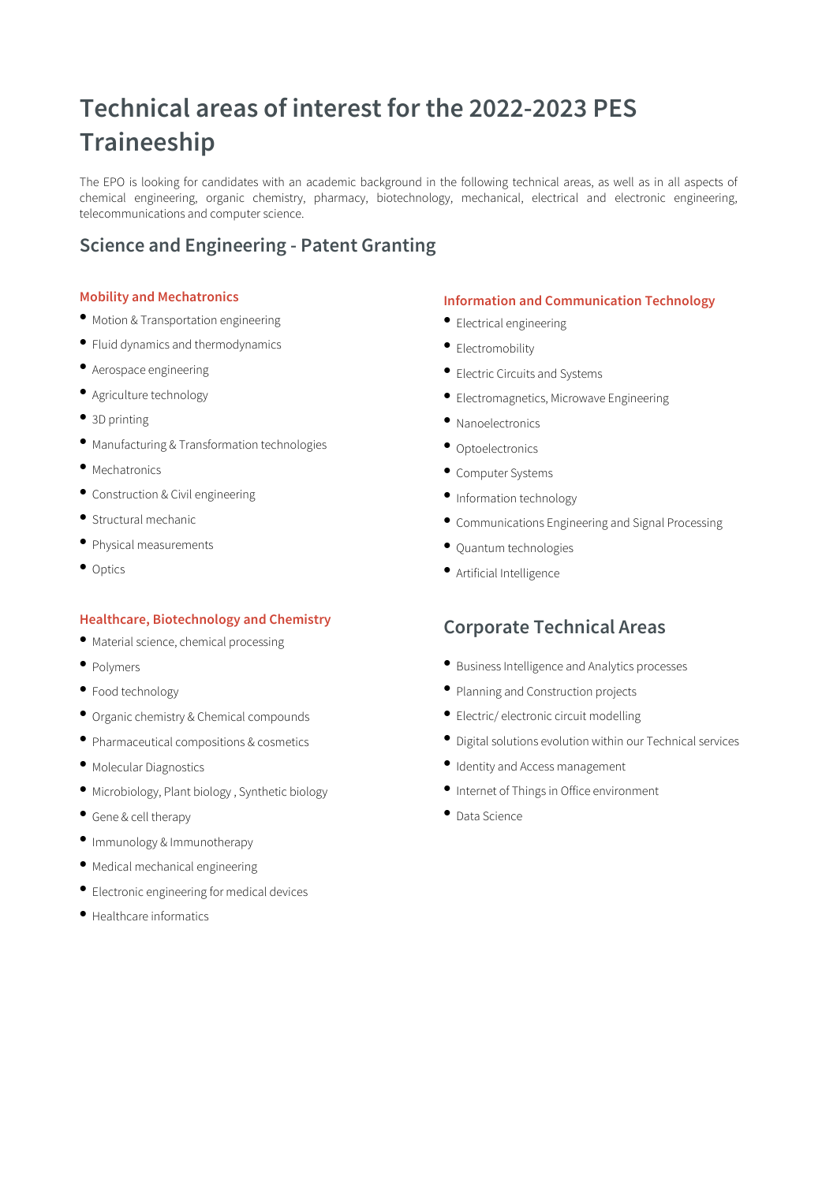# Technical areas of interest for the 2022-2023 PES Traineeship

The EPO is looking for candidates with an academic background in the following technical areas, as well as in all aspects of chemical engineering, organic chemistry, pharmacy, biotechnology, mechanical, electrical and electronic engineering, telecommunications and computer science.

## Science and Engineering - Patent Granting

### Mobility and Mechatronics

- Motion & Transportation engineering
- Fluid dynamics and thermodynamics
- Aerospace engineering
- Agriculture technology
- 3D printing
- Manufacturing & Transformation technologies
- Mechatronics
- Construction & Civil engineering
- Structural mechanic
- Physical measurements
- Optics

### Healthcare, Biotechnology and Chemistry

- Material science, chemical processing
- Polymers
- Food technology
- Organic chemistry & Chemical compounds
- Pharmaceutical compositions & cosmetics
- Molecular Diagnostics
- Microbiology, Plant biology , Synthetic biology
- Gene & cell therapy
- Immunology & Immunotherapy
- Medical mechanical engineering
- Electronic engineering for medical devices
- Healthcare informatics

### Information and Communication Technology

- Electrical engineering
- Electromobility
- Electric Circuits and Systems
- Electromagnetics, Microwave Engineering
- Nanoelectronics
- Optoelectronics
- Computer Systems
- Information technology
- Communications Engineering and Signal Processing
- Quantum technologies
- Artificial Intelligence

## Corporate Technical Areas

- Business Intelligence and Analytics processes
- Planning and Construction projects
- Electric/ electronic circuit modelling
- Digital solutions evolution within our Technical services
- Identity and Access management
- Internet of Things in Office environment
- Data Science